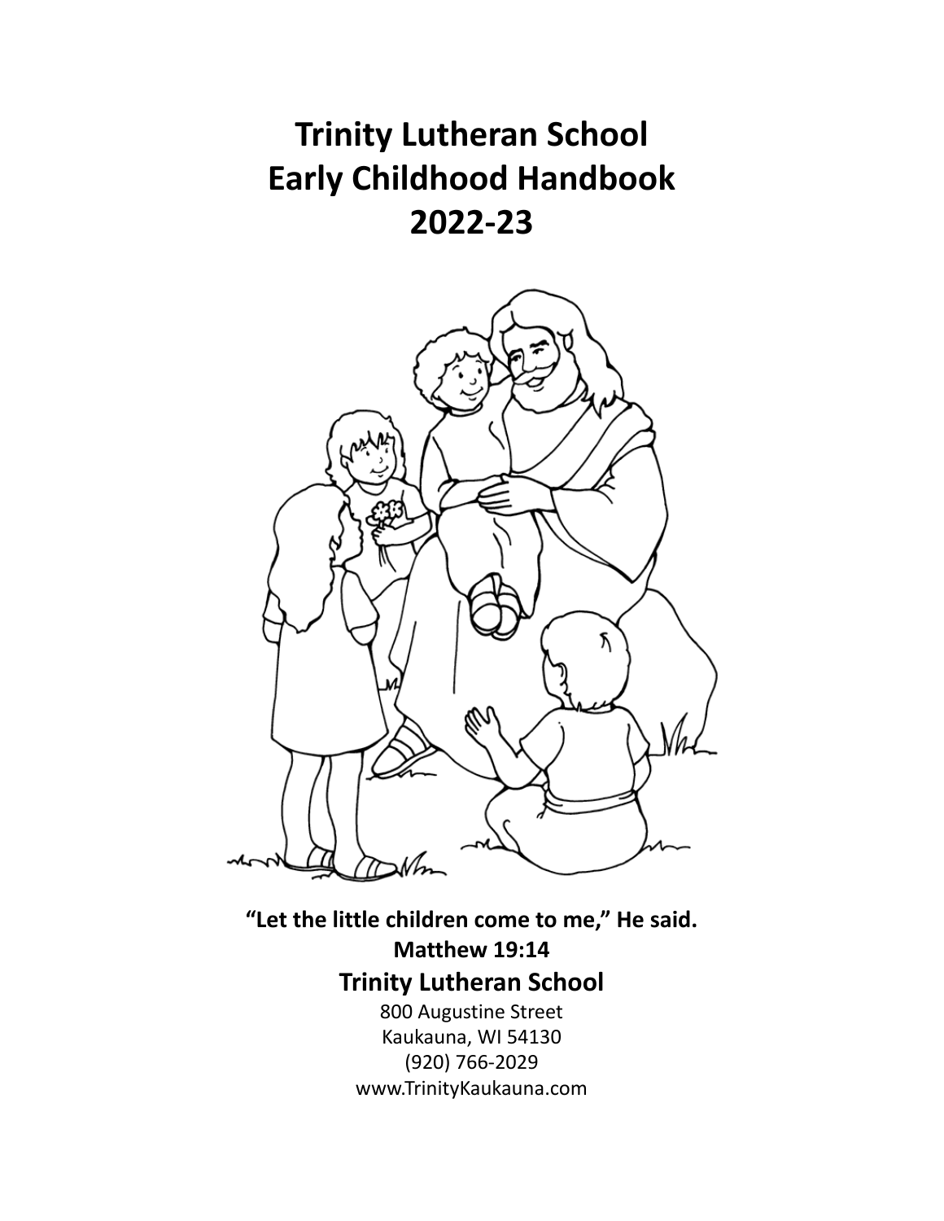# Trinity Lutheran School
# Early Childhood Handbook
# 2022-23

**"Let the little children come to me," He said.**
**Matthew 19:14**

**Trinity Lutheran School**

800 Augustine Street
Kaukauna, WI 54130
(920) 766-2029
www.TrinityKaukauna.com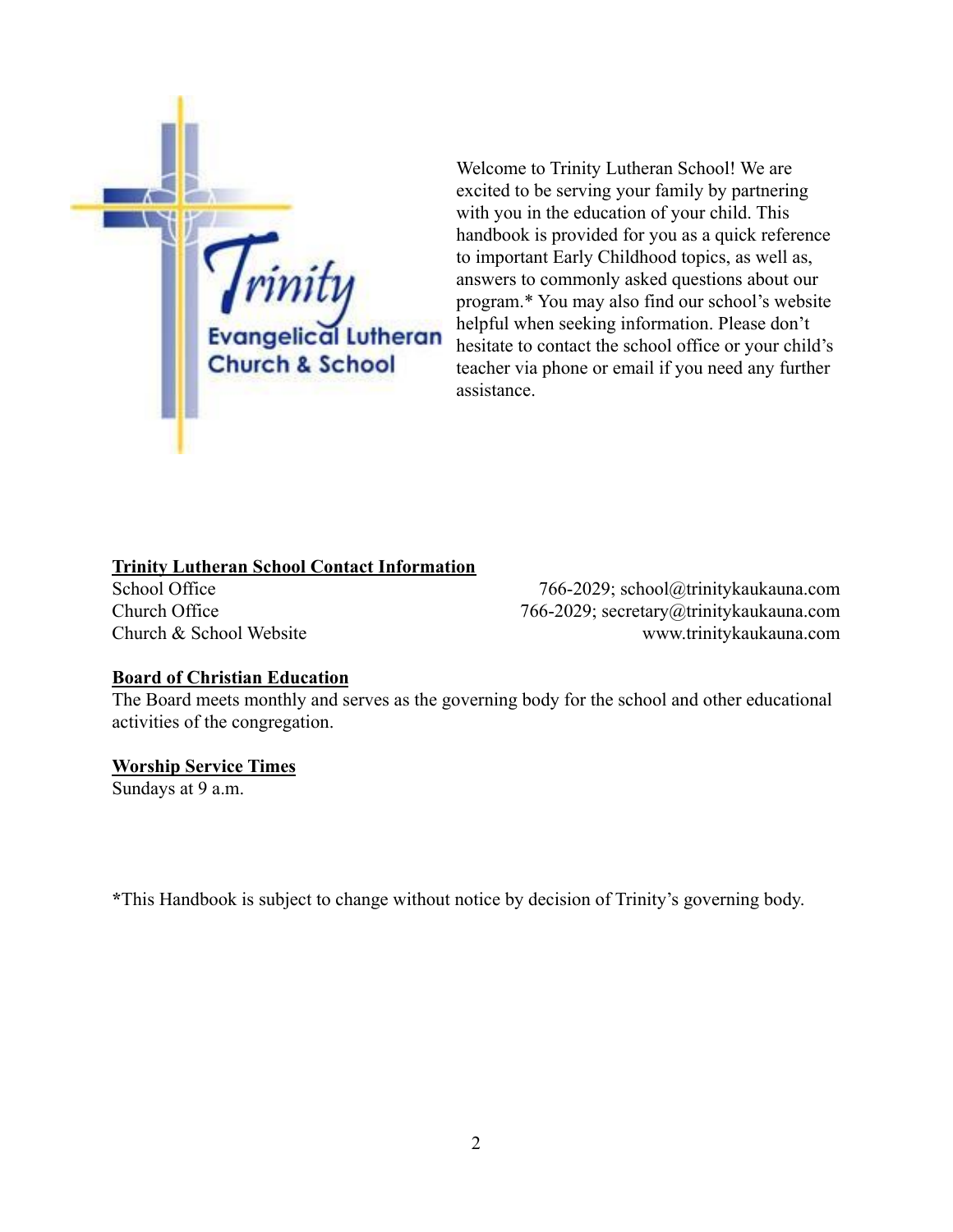Welcome to Trinity Lutheran School! We are excited to be serving your family by partnering with you in the education of your child. This handbook is provided for you as a quick reference to important Early Childhood topics, as well as, answers to commonly asked questions about our program.* You may also find our school's website helpful when seeking information. Please don't hesitate to contact the school office or your child's teacher via phone or email if you need any further assistance.

## Trinity Lutheran School Contact Information

| | |
|---|---|
| School Office | 766-2029; school@trinitykaukauna.com |
| Church Office | 766-2029; secretary@trinitykaukauna.com |
| Church & School Website | www.trinitykaukauna.com |

## Board of Christian Education

The Board meets monthly and serves as the governing body for the school and other educational activities of the congregation.

## Worship Service Times

Sundays at 9 a.m.

*This Handbook is subject to change without notice by decision of Trinity's governing body.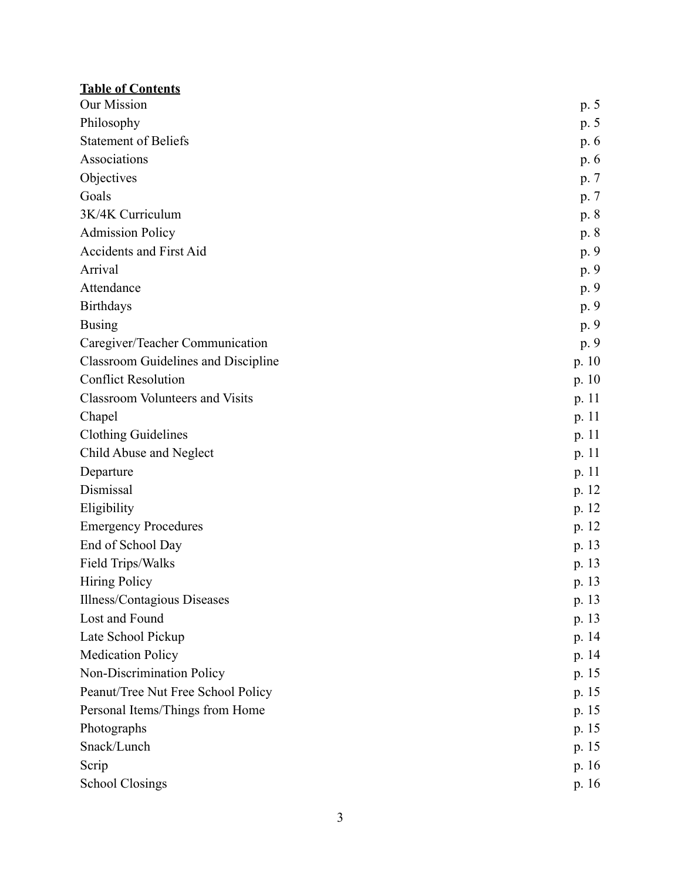**Table of Contents**

| | |
|---|---|
| Our Mission | p. 5 |
| Philosophy | p. 5 |
| Statement of Beliefs | p. 6 |
| Associations | p. 6 |
| Objectives | p. 7 |
| Goals | p. 7 |
| 3K/4K Curriculum | p. 8 |
| Admission Policy | p. 8 |
| Accidents and First Aid | p. 9 |
| Arrival | p. 9 |
| Attendance | p. 9 |
| Birthdays | p. 9 |
| Busing | p. 9 |
| Caregiver/Teacher Communication | p. 9 |
| Classroom Guidelines and Discipline | p. 10 |
| Conflict Resolution | p. 10 |
| Classroom Volunteers and Visits | p. 11 |
| Chapel | p. 11 |
| Clothing Guidelines | p. 11 |
| Child Abuse and Neglect | p. 11 |
| Departure | p. 11 |
| Dismissal | p. 12 |
| Eligibility | p. 12 |
| Emergency Procedures | p. 12 |
| End of School Day | p. 13 |
| Field Trips/Walks | p. 13 |
| Hiring Policy | p. 13 |
| Illness/Contagious Diseases | p. 13 |
| Lost and Found | p. 13 |
| Late School Pickup | p. 14 |
| Medication Policy | p. 14 |
| Non-Discrimination Policy | p. 15 |
| Peanut/Tree Nut Free School Policy | p. 15 |
| Personal Items/Things from Home | p. 15 |
| Photographs | p. 15 |
| Snack/Lunch | p. 15 |
| Scrip | p. 16 |
| School Closings | p. 16 |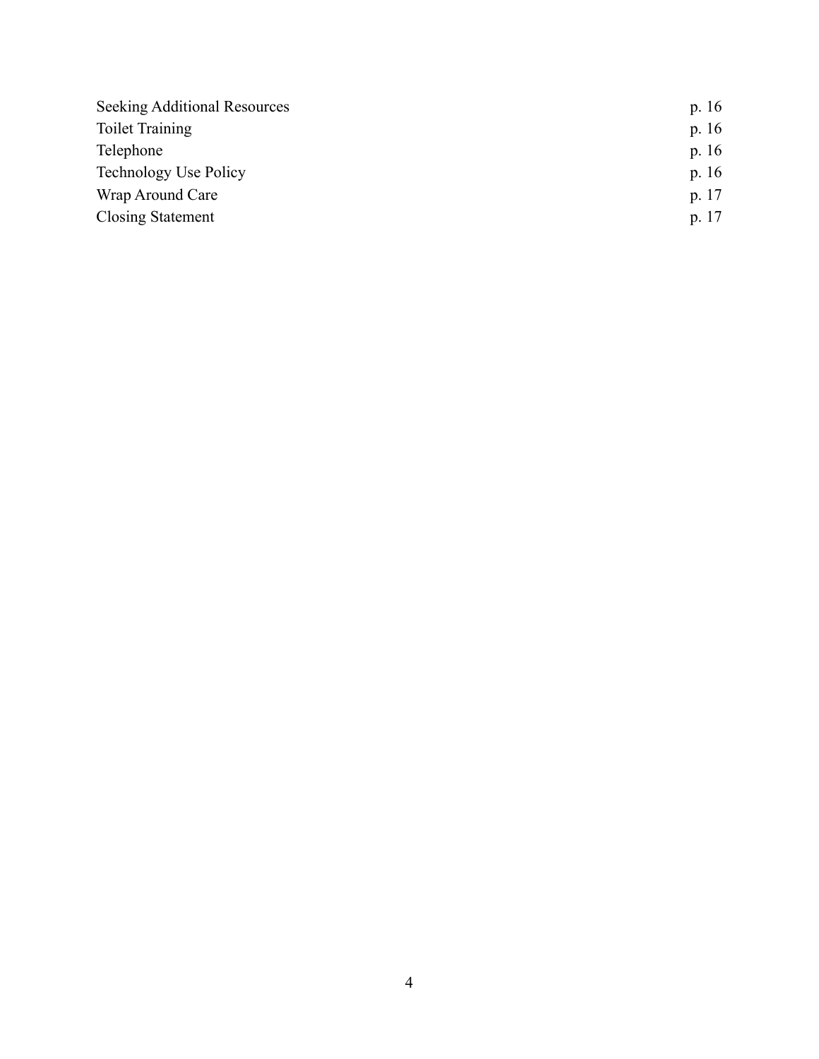| | |
|---|---|
| Seeking Additional Resources | p. 16 |
| Toilet Training | p. 16 |
| Telephone | p. 16 |
| Technology Use Policy | p. 16 |
| Wrap Around Care | p. 17 |
| Closing Statement | p. 17 |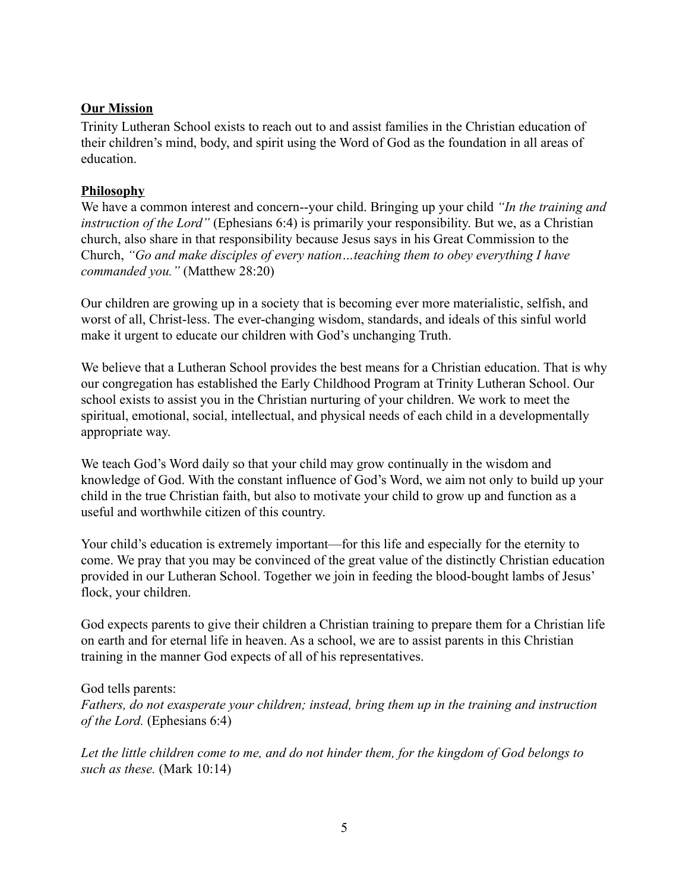## Our Mission

Trinity Lutheran School exists to reach out to and assist families in the Christian education of their children's mind, body, and spirit using the Word of God as the foundation in all areas of education.

## Philosophy

We have a common interest and concern--your child. Bringing up your child *"In the training and instruction of the Lord"* (Ephesians 6:4) is primarily your responsibility. But we, as a Christian church, also share in that responsibility because Jesus says in his Great Commission to the Church, *"Go and make disciples of every nation…teaching them to obey everything I have commanded you."* (Matthew 28:20)

Our children are growing up in a society that is becoming ever more materialistic, selfish, and worst of all, Christ-less. The ever-changing wisdom, standards, and ideals of this sinful world make it urgent to educate our children with God's unchanging Truth.

We believe that a Lutheran School provides the best means for a Christian education. That is why our congregation has established the Early Childhood Program at Trinity Lutheran School. Our school exists to assist you in the Christian nurturing of your children. We work to meet the spiritual, emotional, social, intellectual, and physical needs of each child in a developmentally appropriate way.

We teach God's Word daily so that your child may grow continually in the wisdom and knowledge of God. With the constant influence of God's Word, we aim not only to build up your child in the true Christian faith, but also to motivate your child to grow up and function as a useful and worthwhile citizen of this country.

Your child's education is extremely important—for this life and especially for the eternity to come. We pray that you may be convinced of the great value of the distinctly Christian education provided in our Lutheran School. Together we join in feeding the blood-bought lambs of Jesus' flock, your children.

God expects parents to give their children a Christian training to prepare them for a Christian life on earth and for eternal life in heaven. As a school, we are to assist parents in this Christian training in the manner God expects of all of his representatives.

God tells parents:
*Fathers, do not exasperate your children; instead, bring them up in the training and instruction of the Lord.* (Ephesians 6:4)

*Let the little children come to me, and do not hinder them, for the kingdom of God belongs to such as these.* (Mark 10:14)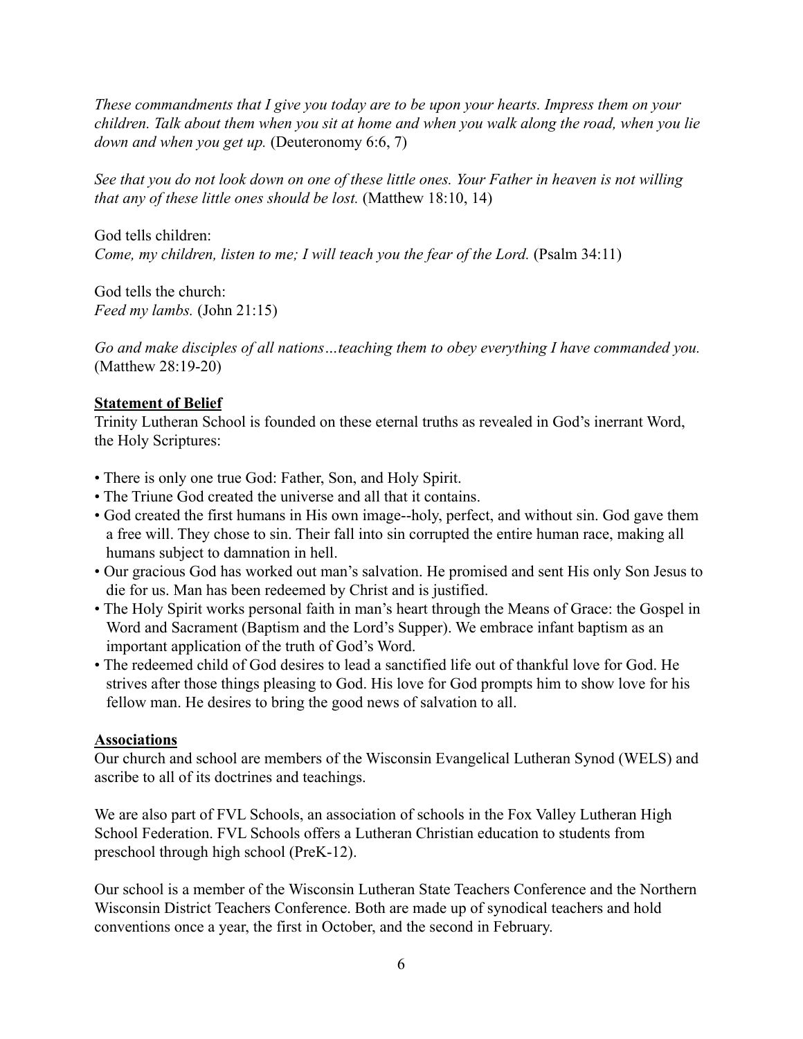*These commandments that I give you today are to be upon your hearts. Impress them on your children. Talk about them when you sit at home and when you walk along the road, when you lie down and when you get up.* (Deuteronomy 6:6, 7)

*See that you do not look down on one of these little ones. Your Father in heaven is not willing that any of these little ones should be lost.* (Matthew 18:10, 14)

God tells children:
*Come, my children, listen to me; I will teach you the fear of the Lord.* (Psalm 34:11)

God tells the church:
*Feed my lambs.* (John 21:15)

*Go and make disciples of all nations…teaching them to obey everything I have commanded you.* (Matthew 28:19-20)

## Statement of Belief

Trinity Lutheran School is founded on these eternal truths as revealed in God's inerrant Word, the Holy Scriptures:

- There is only one true God: Father, Son, and Holy Spirit.
- The Triune God created the universe and all that it contains.
- God created the first humans in His own image--holy, perfect, and without sin. God gave them a free will. They chose to sin. Their fall into sin corrupted the entire human race, making all humans subject to damnation in hell.
- Our gracious God has worked out man's salvation. He promised and sent His only Son Jesus to die for us. Man has been redeemed by Christ and is justified.
- The Holy Spirit works personal faith in man's heart through the Means of Grace: the Gospel in Word and Sacrament (Baptism and the Lord's Supper). We embrace infant baptism as an important application of the truth of God's Word.
- The redeemed child of God desires to lead a sanctified life out of thankful love for God. He strives after those things pleasing to God. His love for God prompts him to show love for his fellow man. He desires to bring the good news of salvation to all.

## Associations

Our church and school are members of the Wisconsin Evangelical Lutheran Synod (WELS) and ascribe to all of its doctrines and teachings.

We are also part of FVL Schools, an association of schools in the Fox Valley Lutheran High School Federation. FVL Schools offers a Lutheran Christian education to students from preschool through high school (PreK-12).

Our school is a member of the Wisconsin Lutheran State Teachers Conference and the Northern Wisconsin District Teachers Conference. Both are made up of synodical teachers and hold conventions once a year, the first in October, and the second in February.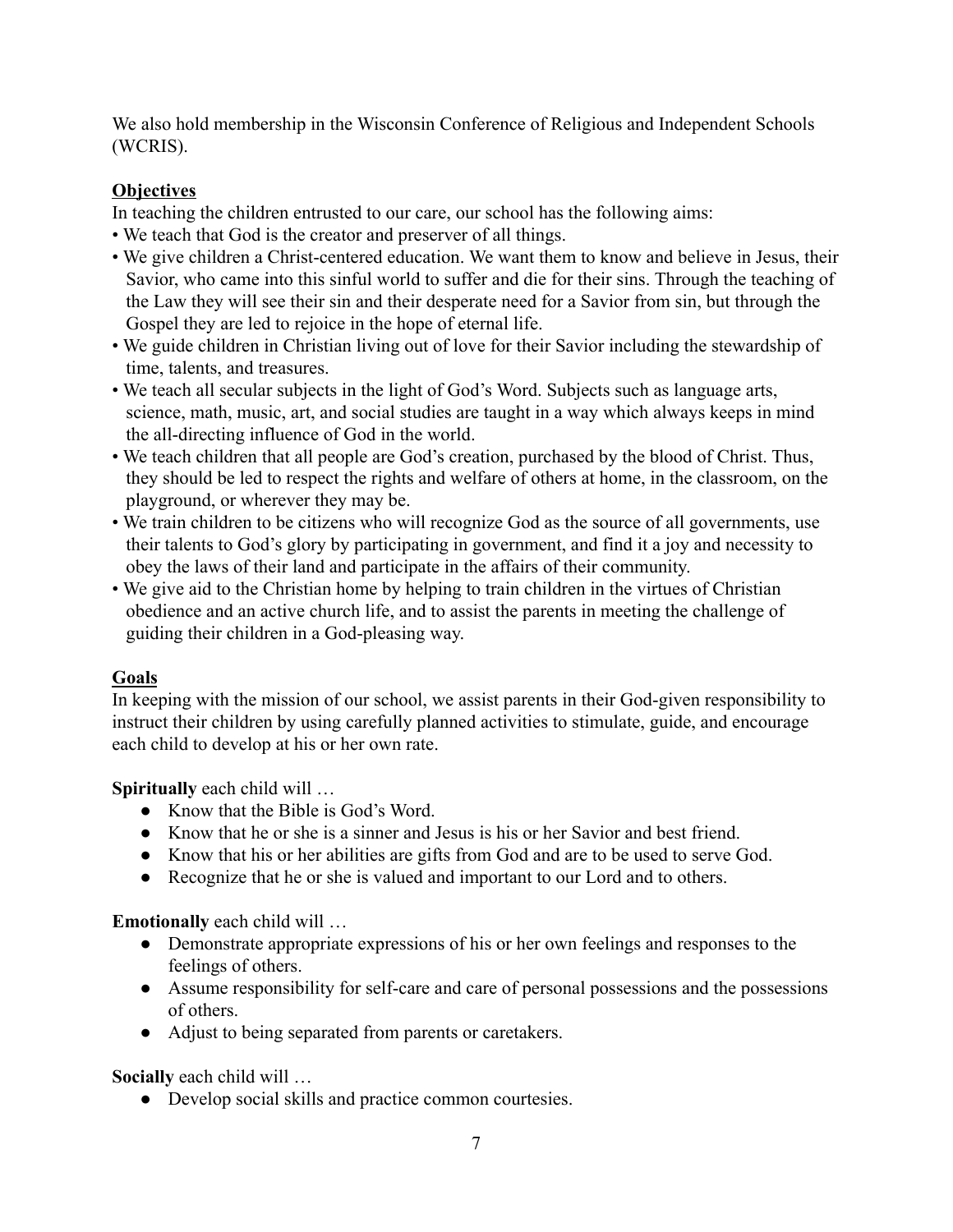We also hold membership in the Wisconsin Conference of Religious and Independent Schools (WCRIS).

## Objectives

In teaching the children entrusted to our care, our school has the following aims:

- We teach that God is the creator and preserver of all things.
- We give children a Christ-centered education. We want them to know and believe in Jesus, their Savior, who came into this sinful world to suffer and die for their sins. Through the teaching of the Law they will see their sin and their desperate need for a Savior from sin, but through the Gospel they are led to rejoice in the hope of eternal life.
- We guide children in Christian living out of love for their Savior including the stewardship of time, talents, and treasures.
- We teach all secular subjects in the light of God's Word. Subjects such as language arts, science, math, music, art, and social studies are taught in a way which always keeps in mind the all-directing influence of God in the world.
- We teach children that all people are God's creation, purchased by the blood of Christ. Thus, they should be led to respect the rights and welfare of others at home, in the classroom, on the playground, or wherever they may be.
- We train children to be citizens who will recognize God as the source of all governments, use their talents to God's glory by participating in government, and find it a joy and necessity to obey the laws of their land and participate in the affairs of their community.
- We give aid to the Christian home by helping to train children in the virtues of Christian obedience and an active church life, and to assist the parents in meeting the challenge of guiding their children in a God-pleasing way.

## Goals

In keeping with the mission of our school, we assist parents in their God-given responsibility to instruct their children by using carefully planned activities to stimulate, guide, and encourage each child to develop at his or her own rate.

**Spiritually** each child will …

- Know that the Bible is God's Word.
- Know that he or she is a sinner and Jesus is his or her Savior and best friend.
- Know that his or her abilities are gifts from God and are to be used to serve God.
- Recognize that he or she is valued and important to our Lord and to others.

**Emotionally** each child will …

- Demonstrate appropriate expressions of his or her own feelings and responses to the feelings of others.
- Assume responsibility for self-care and care of personal possessions and the possessions of others.
- Adjust to being separated from parents or caretakers.

**Socially** each child will …

- Develop social skills and practice common courtesies.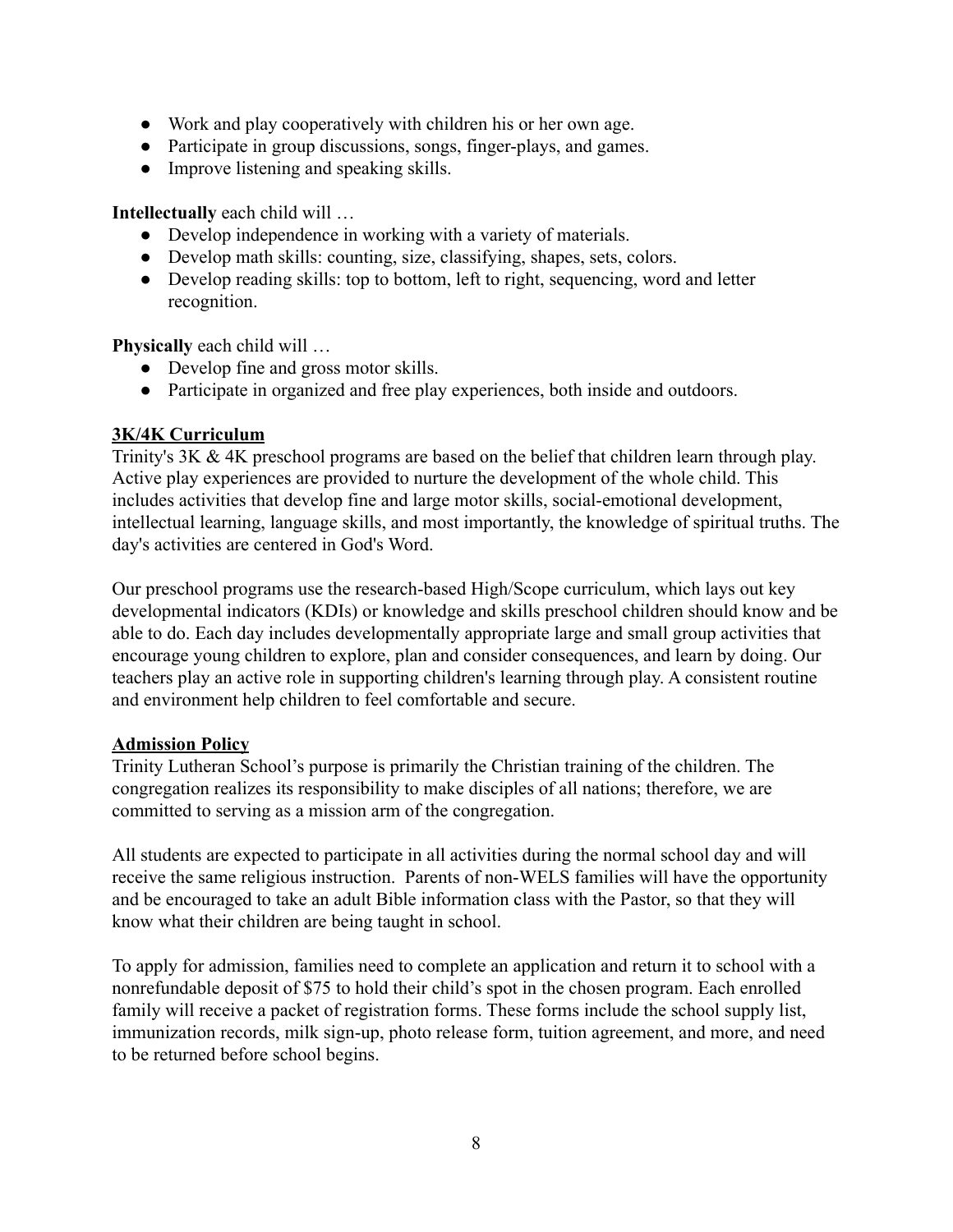- Work and play cooperatively with children his or her own age.
- Participate in group discussions, songs, finger-plays, and games.
- Improve listening and speaking skills.

**Intellectually** each child will …

- Develop independence in working with a variety of materials.
- Develop math skills: counting, size, classifying, shapes, sets, colors.
- Develop reading skills: top to bottom, left to right, sequencing, word and letter recognition.

**Physically** each child will …

- Develop fine and gross motor skills.
- Participate in organized and free play experiences, both inside and outdoors.

## 3K/4K Curriculum

Trinity's 3K & 4K preschool programs are based on the belief that children learn through play. Active play experiences are provided to nurture the development of the whole child. This includes activities that develop fine and large motor skills, social-emotional development, intellectual learning, language skills, and most importantly, the knowledge of spiritual truths. The day's activities are centered in God's Word.

Our preschool programs use the research-based High/Scope curriculum, which lays out key developmental indicators (KDIs) or knowledge and skills preschool children should know and be able to do. Each day includes developmentally appropriate large and small group activities that encourage young children to explore, plan and consider consequences, and learn by doing. Our teachers play an active role in supporting children's learning through play. A consistent routine and environment help children to feel comfortable and secure.

## Admission Policy

Trinity Lutheran School's purpose is primarily the Christian training of the children. The congregation realizes its responsibility to make disciples of all nations; therefore, we are committed to serving as a mission arm of the congregation.

All students are expected to participate in all activities during the normal school day and will receive the same religious instruction. Parents of non-WELS families will have the opportunity and be encouraged to take an adult Bible information class with the Pastor, so that they will know what their children are being taught in school.

To apply for admission, families need to complete an application and return it to school with a nonrefundable deposit of $75 to hold their child's spot in the chosen program. Each enrolled family will receive a packet of registration forms. These forms include the school supply list, immunization records, milk sign-up, photo release form, tuition agreement, and more, and need to be returned before school begins.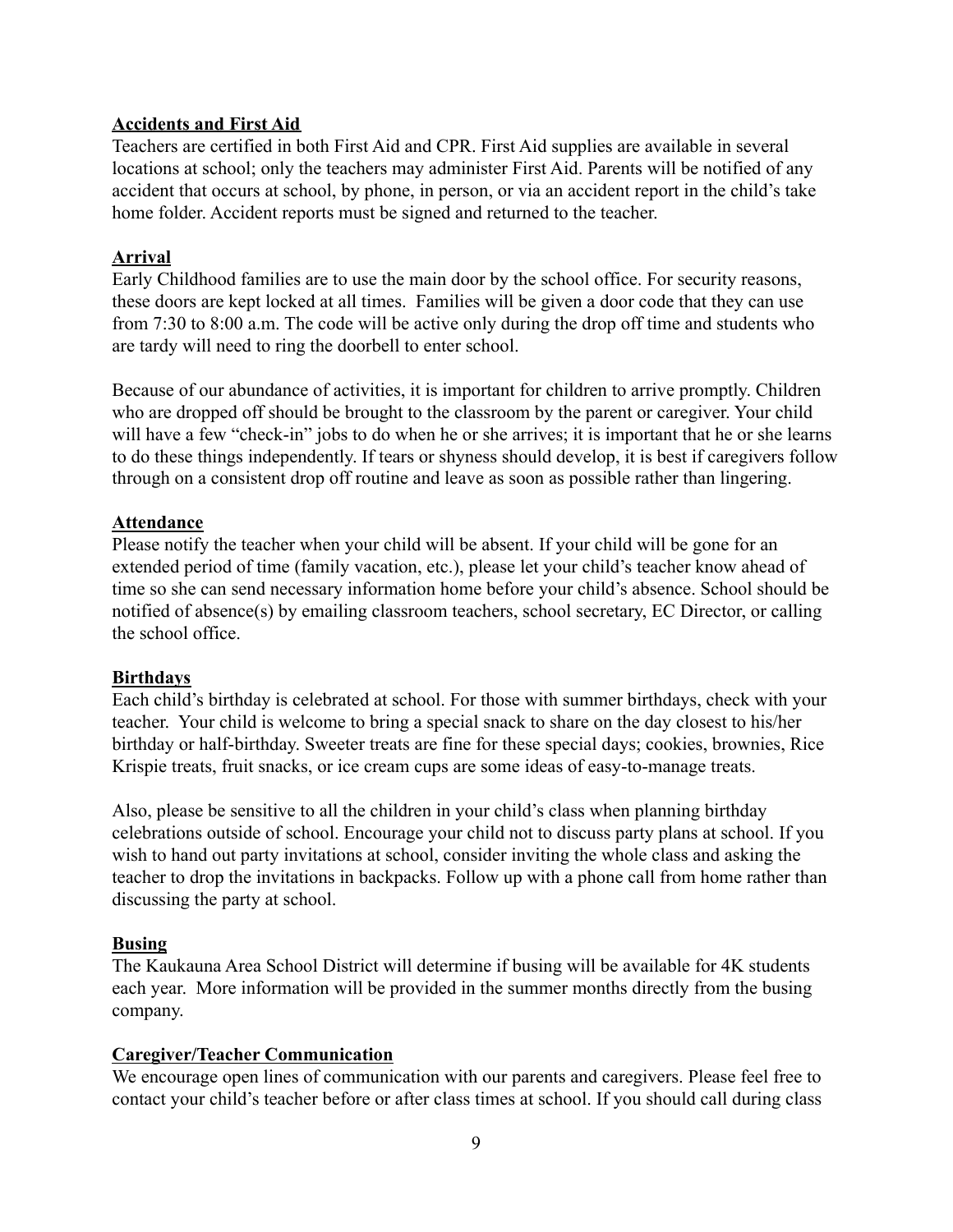## Accidents and First Aid

Teachers are certified in both First Aid and CPR. First Aid supplies are available in several locations at school; only the teachers may administer First Aid. Parents will be notified of any accident that occurs at school, by phone, in person, or via an accident report in the child's take home folder. Accident reports must be signed and returned to the teacher.

## Arrival

Early Childhood families are to use the main door by the school office. For security reasons, these doors are kept locked at all times. Families will be given a door code that they can use from 7:30 to 8:00 a.m. The code will be active only during the drop off time and students who are tardy will need to ring the doorbell to enter school.

Because of our abundance of activities, it is important for children to arrive promptly. Children who are dropped off should be brought to the classroom by the parent or caregiver. Your child will have a few "check-in" jobs to do when he or she arrives; it is important that he or she learns to do these things independently. If tears or shyness should develop, it is best if caregivers follow through on a consistent drop off routine and leave as soon as possible rather than lingering.

## Attendance

Please notify the teacher when your child will be absent. If your child will be gone for an extended period of time (family vacation, etc.), please let your child's teacher know ahead of time so she can send necessary information home before your child's absence. School should be notified of absence(s) by emailing classroom teachers, school secretary, EC Director, or calling the school office.

## Birthdays

Each child's birthday is celebrated at school. For those with summer birthdays, check with your teacher. Your child is welcome to bring a special snack to share on the day closest to his/her birthday or half-birthday. Sweeter treats are fine for these special days; cookies, brownies, Rice Krispie treats, fruit snacks, or ice cream cups are some ideas of easy-to-manage treats.

Also, please be sensitive to all the children in your child's class when planning birthday celebrations outside of school. Encourage your child not to discuss party plans at school. If you wish to hand out party invitations at school, consider inviting the whole class and asking the teacher to drop the invitations in backpacks. Follow up with a phone call from home rather than discussing the party at school.

## Busing

The Kaukauna Area School District will determine if busing will be available for 4K students each year. More information will be provided in the summer months directly from the busing company.

## Caregiver/Teacher Communication

We encourage open lines of communication with our parents and caregivers. Please feel free to contact your child's teacher before or after class times at school. If you should call during class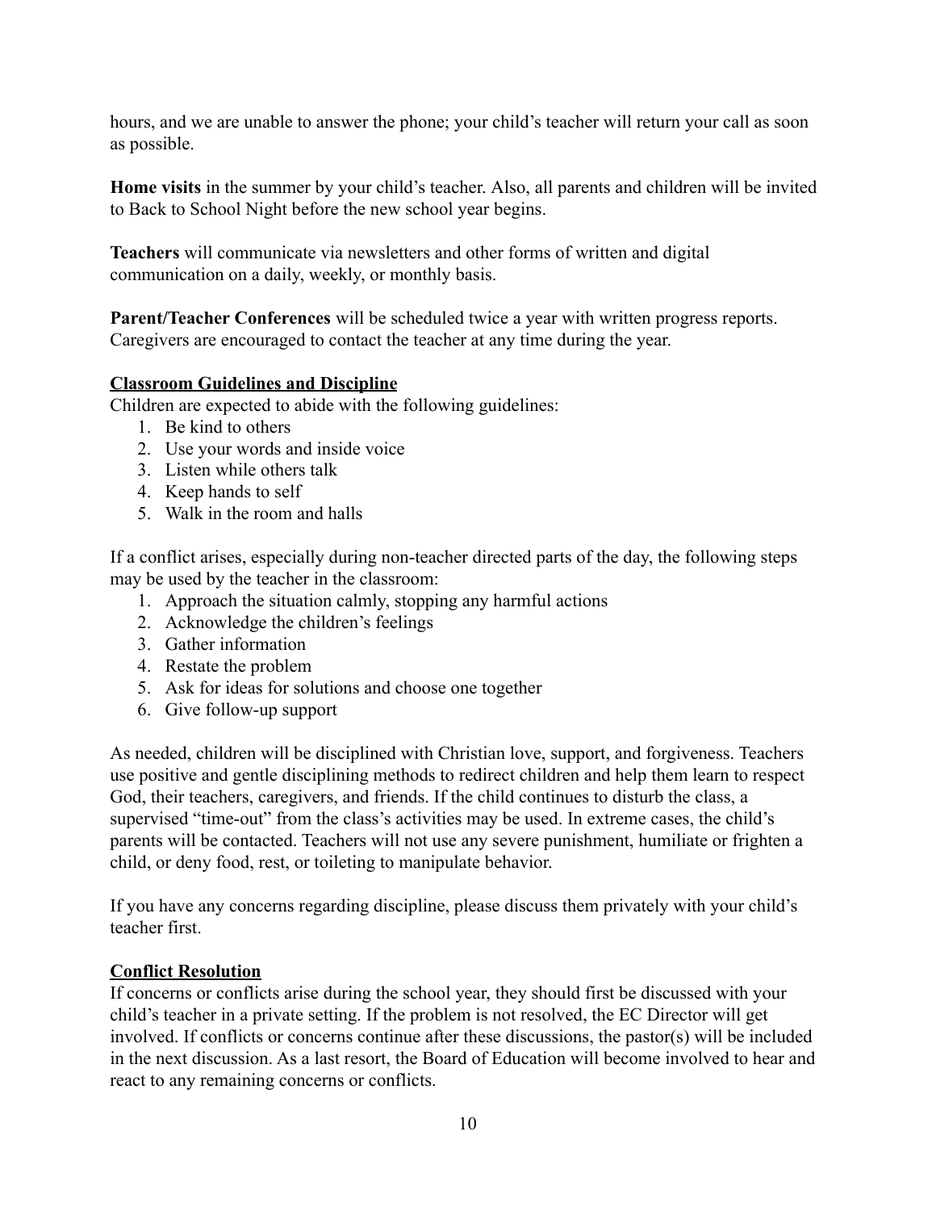hours, and we are unable to answer the phone; your child's teacher will return your call as soon as possible.

**Home visits** in the summer by your child's teacher. Also, all parents and children will be invited to Back to School Night before the new school year begins.

**Teachers** will communicate via newsletters and other forms of written and digital communication on a daily, weekly, or monthly basis.

**Parent/Teacher Conferences** will be scheduled twice a year with written progress reports. Caregivers are encouraged to contact the teacher at any time during the year.

## Classroom Guidelines and Discipline

Children are expected to abide with the following guidelines:

1. Be kind to others
2. Use your words and inside voice
3. Listen while others talk
4. Keep hands to self
5. Walk in the room and halls

If a conflict arises, especially during non-teacher directed parts of the day, the following steps may be used by the teacher in the classroom:

1. Approach the situation calmly, stopping any harmful actions
2. Acknowledge the children's feelings
3. Gather information
4. Restate the problem
5. Ask for ideas for solutions and choose one together
6. Give follow-up support

As needed, children will be disciplined with Christian love, support, and forgiveness. Teachers use positive and gentle disciplining methods to redirect children and help them learn to respect God, their teachers, caregivers, and friends. If the child continues to disturb the class, a supervised "time-out" from the class's activities may be used. In extreme cases, the child's parents will be contacted. Teachers will not use any severe punishment, humiliate or frighten a child, or deny food, rest, or toileting to manipulate behavior.

If you have any concerns regarding discipline, please discuss them privately with your child's teacher first.

## Conflict Resolution

If concerns or conflicts arise during the school year, they should first be discussed with your child's teacher in a private setting. If the problem is not resolved, the EC Director will get involved. If conflicts or concerns continue after these discussions, the pastor(s) will be included in the next discussion. As a last resort, the Board of Education will become involved to hear and react to any remaining concerns or conflicts.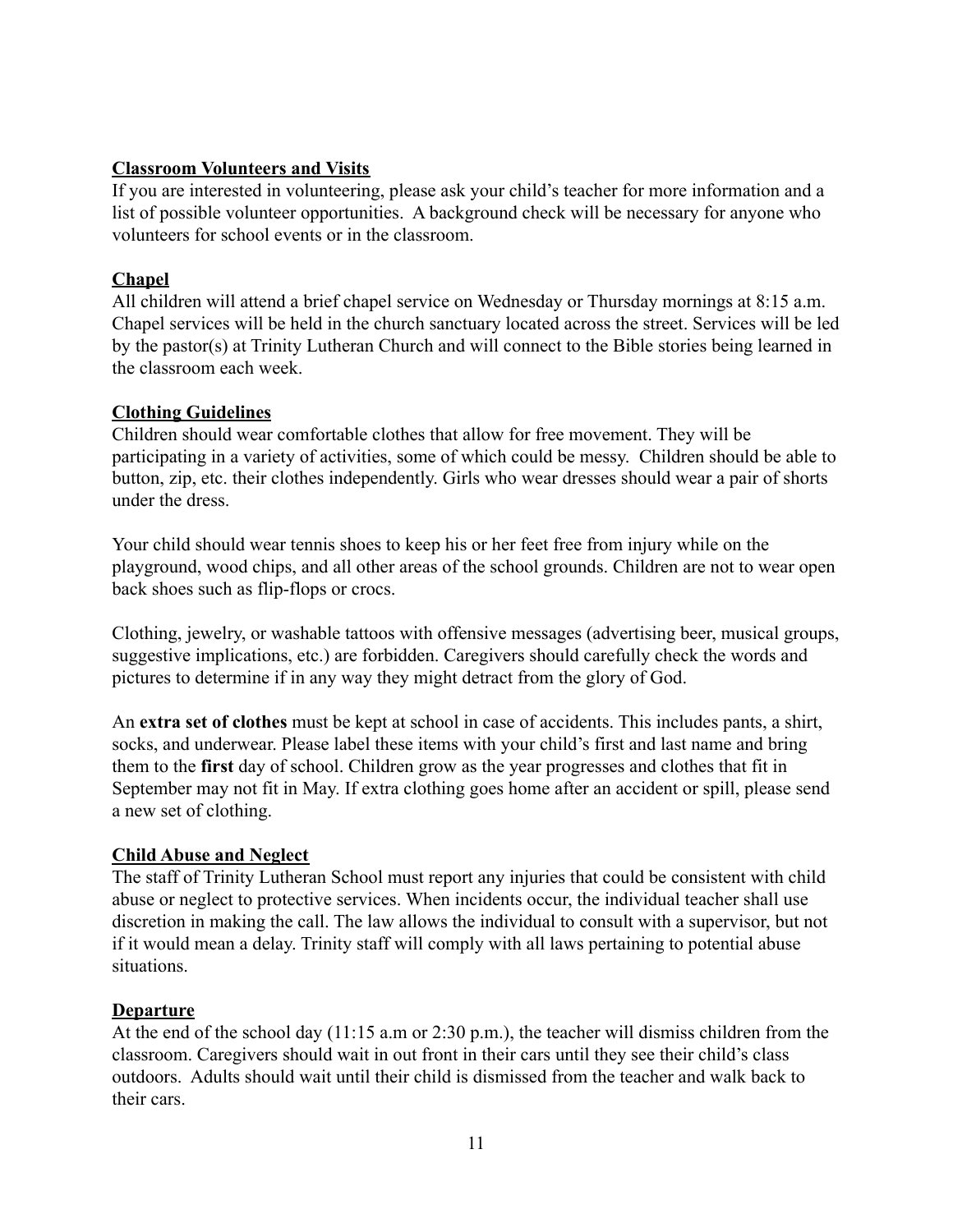## Classroom Volunteers and Visits

If you are interested in volunteering, please ask your child's teacher for more information and a list of possible volunteer opportunities. A background check will be necessary for anyone who volunteers for school events or in the classroom.

## Chapel

All children will attend a brief chapel service on Wednesday or Thursday mornings at 8:15 a.m. Chapel services will be held in the church sanctuary located across the street. Services will be led by the pastor(s) at Trinity Lutheran Church and will connect to the Bible stories being learned in the classroom each week.

## Clothing Guidelines

Children should wear comfortable clothes that allow for free movement. They will be participating in a variety of activities, some of which could be messy. Children should be able to button, zip, etc. their clothes independently. Girls who wear dresses should wear a pair of shorts under the dress.

Your child should wear tennis shoes to keep his or her feet free from injury while on the playground, wood chips, and all other areas of the school grounds. Children are not to wear open back shoes such as flip-flops or crocs.

Clothing, jewelry, or washable tattoos with offensive messages (advertising beer, musical groups, suggestive implications, etc.) are forbidden. Caregivers should carefully check the words and pictures to determine if in any way they might detract from the glory of God.

An **extra set of clothes** must be kept at school in case of accidents. This includes pants, a shirt, socks, and underwear. Please label these items with your child's first and last name and bring them to the **first** day of school. Children grow as the year progresses and clothes that fit in September may not fit in May. If extra clothing goes home after an accident or spill, please send a new set of clothing.

## Child Abuse and Neglect

The staff of Trinity Lutheran School must report any injuries that could be consistent with child abuse or neglect to protective services. When incidents occur, the individual teacher shall use discretion in making the call. The law allows the individual to consult with a supervisor, but not if it would mean a delay. Trinity staff will comply with all laws pertaining to potential abuse situations.

## Departure

At the end of the school day (11:15 a.m or 2:30 p.m.), the teacher will dismiss children from the classroom. Caregivers should wait in out front in their cars until they see their child's class outdoors. Adults should wait until their child is dismissed from the teacher and walk back to their cars.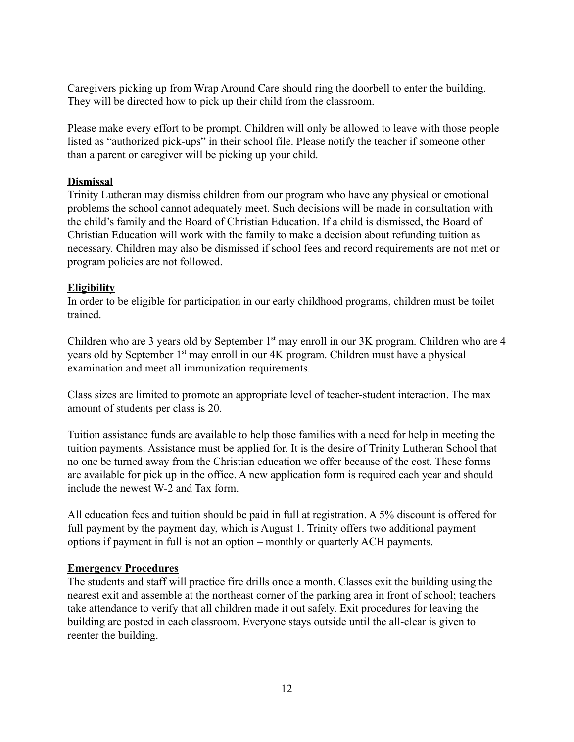Caregivers picking up from Wrap Around Care should ring the doorbell to enter the building. They will be directed how to pick up their child from the classroom.

Please make every effort to be prompt. Children will only be allowed to leave with those people listed as "authorized pick-ups" in their school file. Please notify the teacher if someone other than a parent or caregiver will be picking up your child.

**Dismissal**

Trinity Lutheran may dismiss children from our program who have any physical or emotional problems the school cannot adequately meet. Such decisions will be made in consultation with the child's family and the Board of Christian Education. If a child is dismissed, the Board of Christian Education will work with the family to make a decision about refunding tuition as necessary. Children may also be dismissed if school fees and record requirements are not met or program policies are not followed.

**Eligibility**

In order to be eligible for participation in our early childhood programs, children must be toilet trained.

Children who are 3 years old by September 1st may enroll in our 3K program. Children who are 4 years old by September 1st may enroll in our 4K program. Children must have a physical examination and meet all immunization requirements.

Class sizes are limited to promote an appropriate level of teacher-student interaction. The max amount of students per class is 20.

Tuition assistance funds are available to help those families with a need for help in meeting the tuition payments. Assistance must be applied for. It is the desire of Trinity Lutheran School that no one be turned away from the Christian education we offer because of the cost. These forms are available for pick up in the office. A new application form is required each year and should include the newest W-2 and Tax form.

All education fees and tuition should be paid in full at registration. A 5% discount is offered for full payment by the payment day, which is August 1. Trinity offers two additional payment options if payment in full is not an option – monthly or quarterly ACH payments.

**Emergency Procedures**

The students and staff will practice fire drills once a month. Classes exit the building using the nearest exit and assemble at the northeast corner of the parking area in front of school; teachers take attendance to verify that all children made it out safely. Exit procedures for leaving the building are posted in each classroom. Everyone stays outside until the all-clear is given to reenter the building.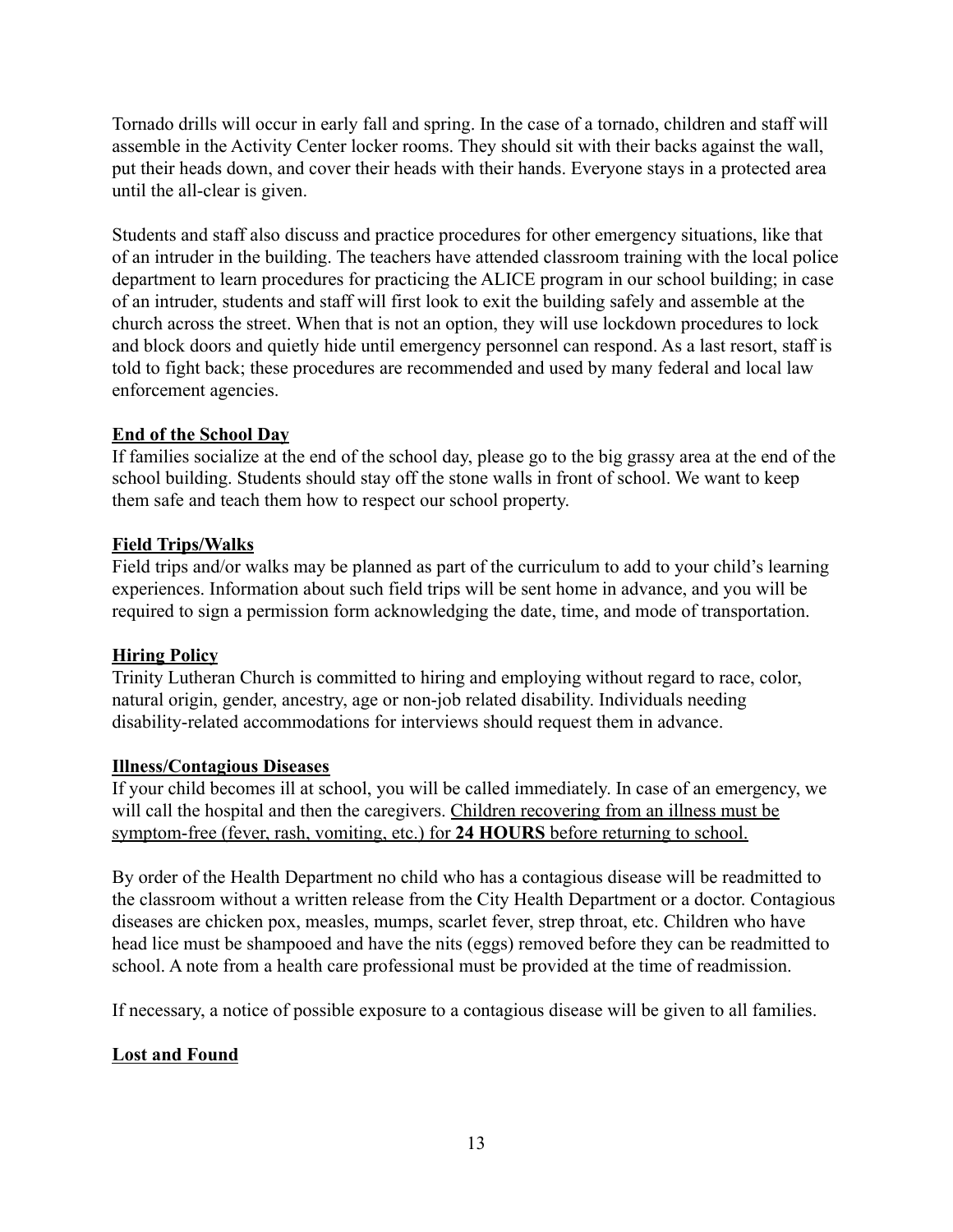Tornado drills will occur in early fall and spring. In the case of a tornado, children and staff will assemble in the Activity Center locker rooms. They should sit with their backs against the wall, put their heads down, and cover their heads with their hands. Everyone stays in a protected area until the all-clear is given.

Students and staff also discuss and practice procedures for other emergency situations, like that of an intruder in the building. The teachers have attended classroom training with the local police department to learn procedures for practicing the ALICE program in our school building; in case of an intruder, students and staff will first look to exit the building safely and assemble at the church across the street. When that is not an option, they will use lockdown procedures to lock and block doors and quietly hide until emergency personnel can respond. As a last resort, staff is told to fight back; these procedures are recommended and used by many federal and local law enforcement agencies.

### End of the School Day

If families socialize at the end of the school day, please go to the big grassy area at the end of the school building. Students should stay off the stone walls in front of school. We want to keep them safe and teach them how to respect our school property.

### Field Trips/Walks

Field trips and/or walks may be planned as part of the curriculum to add to your child's learning experiences. Information about such field trips will be sent home in advance, and you will be required to sign a permission form acknowledging the date, time, and mode of transportation.

### Hiring Policy

Trinity Lutheran Church is committed to hiring and employing without regard to race, color, natural origin, gender, ancestry, age or non-job related disability. Individuals needing disability-related accommodations for interviews should request them in advance.

### Illness/Contagious Diseases

If your child becomes ill at school, you will be called immediately. In case of an emergency, we will call the hospital and then the caregivers. Children recovering from an illness must be symptom-free (fever, rash, vomiting, etc.) for **24 HOURS** before returning to school.

By order of the Health Department no child who has a contagious disease will be readmitted to the classroom without a written release from the City Health Department or a doctor. Contagious diseases are chicken pox, measles, mumps, scarlet fever, strep throat, etc. Children who have head lice must be shampooed and have the nits (eggs) removed before they can be readmitted to school. A note from a health care professional must be provided at the time of readmission.

If necessary, a notice of possible exposure to a contagious disease will be given to all families.

### Lost and Found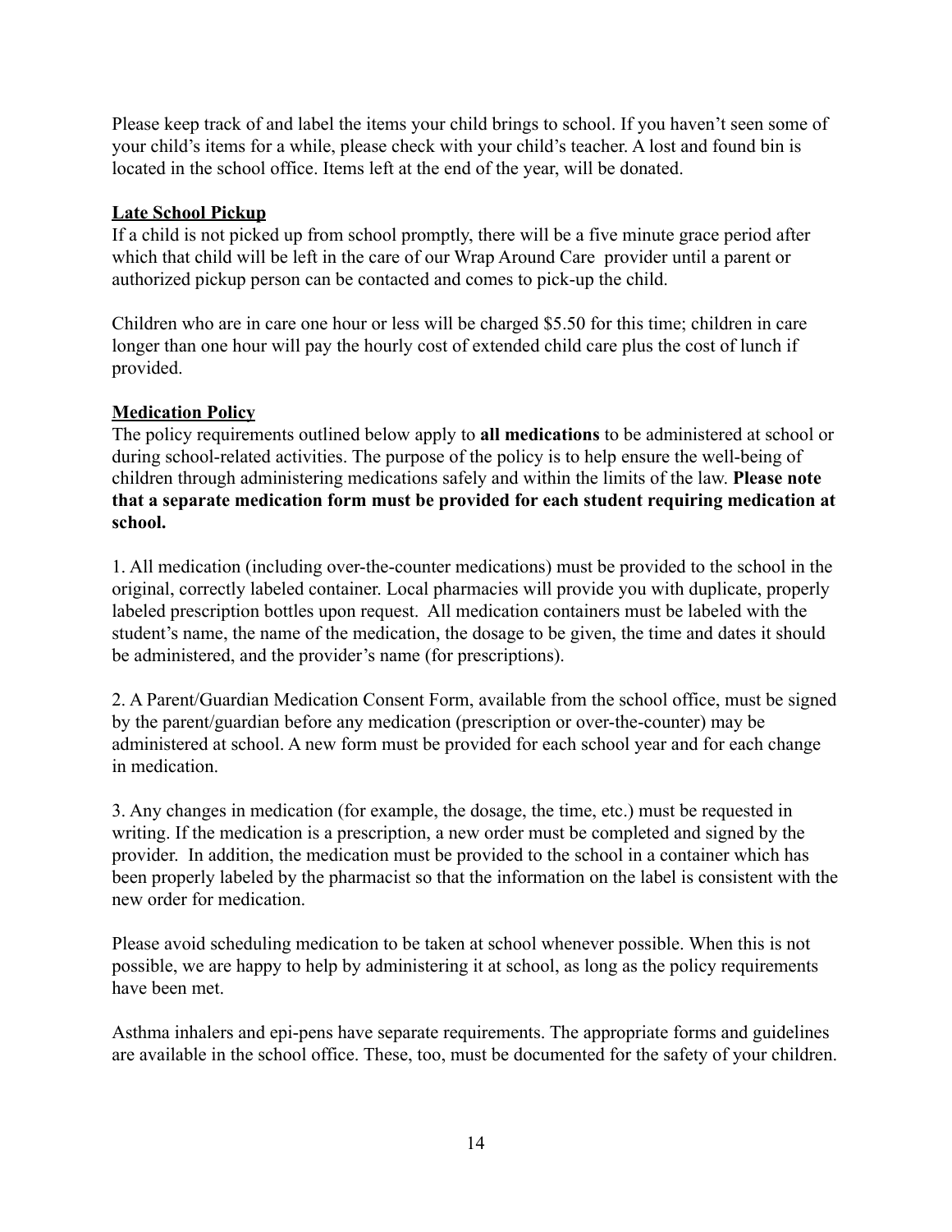Please keep track of and label the items your child brings to school. If you haven't seen some of your child's items for a while, please check with your child's teacher. A lost and found bin is located in the school office. Items left at the end of the year, will be donated.

## Late School Pickup

If a child is not picked up from school promptly, there will be a five minute grace period after which that child will be left in the care of our Wrap Around Care provider until a parent or authorized pickup person can be contacted and comes to pick-up the child.

Children who are in care one hour or less will be charged $5.50 for this time; children in care longer than one hour will pay the hourly cost of extended child care plus the cost of lunch if provided.

## Medication Policy

The policy requirements outlined below apply to **all medications** to be administered at school or during school-related activities. The purpose of the policy is to help ensure the well-being of children through administering medications safely and within the limits of the law. **Please note that a separate medication form must be provided for each student requiring medication at school.**

1. All medication (including over-the-counter medications) must be provided to the school in the original, correctly labeled container. Local pharmacies will provide you with duplicate, properly labeled prescription bottles upon request. All medication containers must be labeled with the student's name, the name of the medication, the dosage to be given, the time and dates it should be administered, and the provider's name (for prescriptions).

2. A Parent/Guardian Medication Consent Form, available from the school office, must be signed by the parent/guardian before any medication (prescription or over-the-counter) may be administered at school. A new form must be provided for each school year and for each change in medication.

3. Any changes in medication (for example, the dosage, the time, etc.) must be requested in writing. If the medication is a prescription, a new order must be completed and signed by the provider. In addition, the medication must be provided to the school in a container which has been properly labeled by the pharmacist so that the information on the label is consistent with the new order for medication.

Please avoid scheduling medication to be taken at school whenever possible. When this is not possible, we are happy to help by administering it at school, as long as the policy requirements have been met.

Asthma inhalers and epi-pens have separate requirements. The appropriate forms and guidelines are available in the school office. These, too, must be documented for the safety of your children.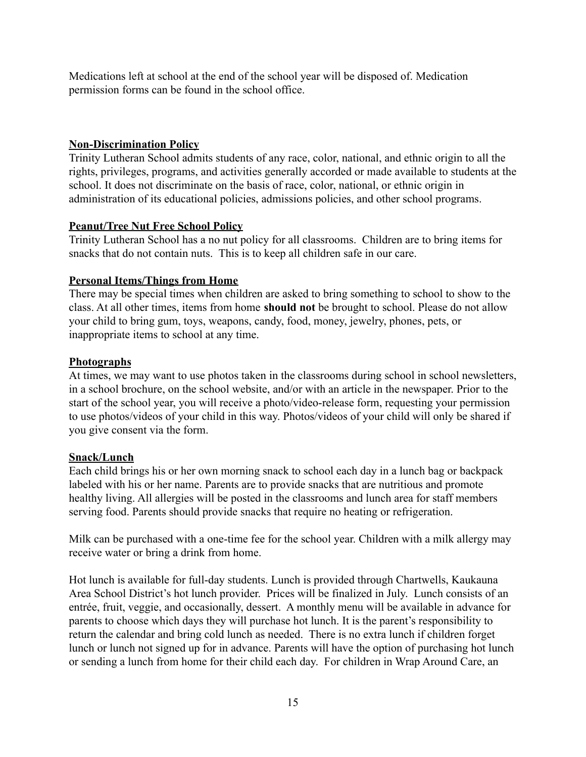Medications left at school at the end of the school year will be disposed of. Medication permission forms can be found in the school office.

## Non-Discrimination Policy

Trinity Lutheran School admits students of any race, color, national, and ethnic origin to all the rights, privileges, programs, and activities generally accorded or made available to students at the school. It does not discriminate on the basis of race, color, national, or ethnic origin in administration of its educational policies, admissions policies, and other school programs.

## Peanut/Tree Nut Free School Policy

Trinity Lutheran School has a no nut policy for all classrooms. Children are to bring items for snacks that do not contain nuts. This is to keep all children safe in our care.

## Personal Items/Things from Home

There may be special times when children are asked to bring something to school to show to the class. At all other times, items from home **should not** be brought to school. Please do not allow your child to bring gum, toys, weapons, candy, food, money, jewelry, phones, pets, or inappropriate items to school at any time.

## Photographs

At times, we may want to use photos taken in the classrooms during school in school newsletters, in a school brochure, on the school website, and/or with an article in the newspaper. Prior to the start of the school year, you will receive a photo/video-release form, requesting your permission to use photos/videos of your child in this way. Photos/videos of your child will only be shared if you give consent via the form.

## Snack/Lunch

Each child brings his or her own morning snack to school each day in a lunch bag or backpack labeled with his or her name. Parents are to provide snacks that are nutritious and promote healthy living. All allergies will be posted in the classrooms and lunch area for staff members serving food. Parents should provide snacks that require no heating or refrigeration.

Milk can be purchased with a one-time fee for the school year. Children with a milk allergy may receive water or bring a drink from home.

Hot lunch is available for full-day students. Lunch is provided through Chartwells, Kaukauna Area School District's hot lunch provider. Prices will be finalized in July. Lunch consists of an entrée, fruit, veggie, and occasionally, dessert. A monthly menu will be available in advance for parents to choose which days they will purchase hot lunch. It is the parent's responsibility to return the calendar and bring cold lunch as needed. There is no extra lunch if children forget lunch or lunch not signed up for in advance. Parents will have the option of purchasing hot lunch or sending a lunch from home for their child each day. For children in Wrap Around Care, an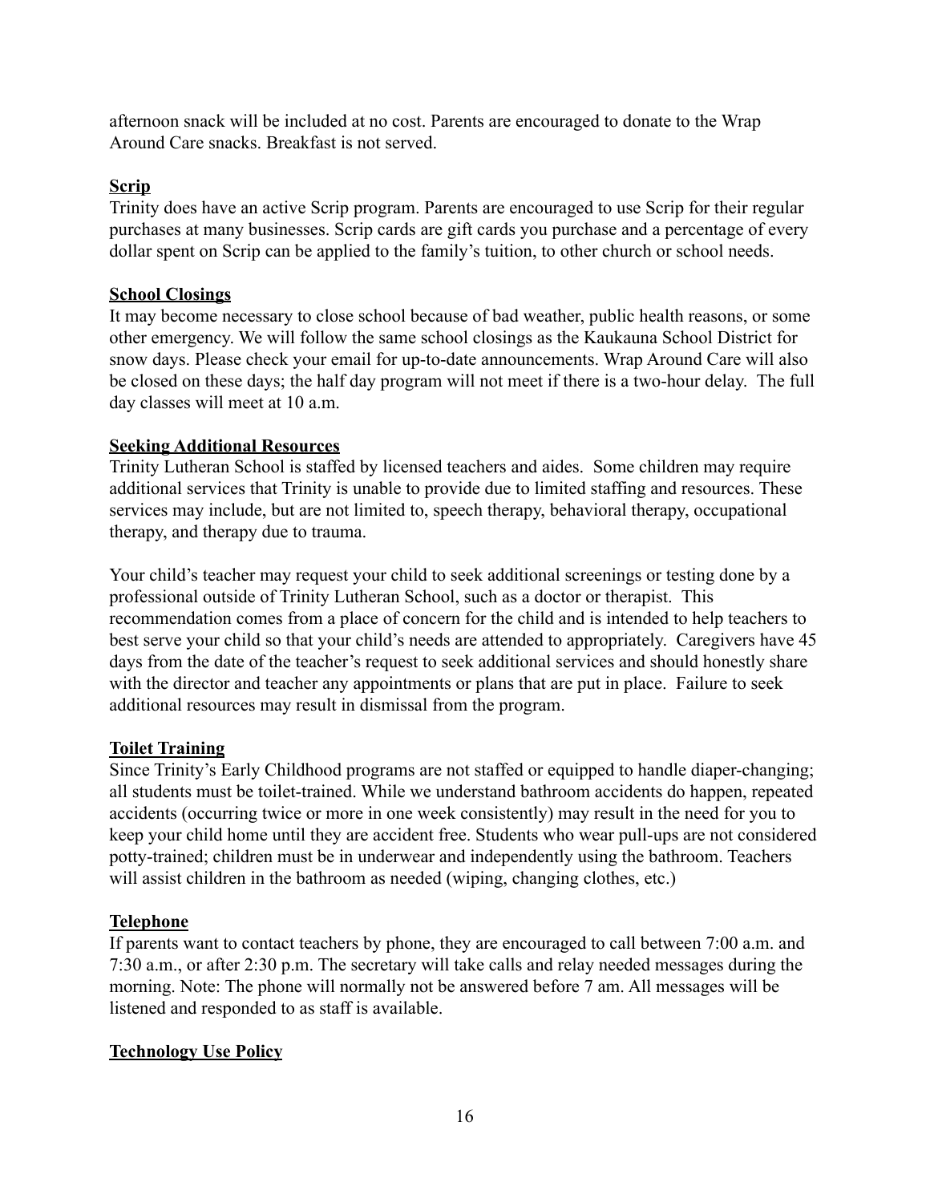afternoon snack will be included at no cost. Parents are encouraged to donate to the Wrap Around Care snacks. Breakfast is not served.

## Scrip

Trinity does have an active Scrip program. Parents are encouraged to use Scrip for their regular purchases at many businesses. Scrip cards are gift cards you purchase and a percentage of every dollar spent on Scrip can be applied to the family's tuition, to other church or school needs.

## School Closings

It may become necessary to close school because of bad weather, public health reasons, or some other emergency. We will follow the same school closings as the Kaukauna School District for snow days. Please check your email for up-to-date announcements. Wrap Around Care will also be closed on these days; the half day program will not meet if there is a two-hour delay. The full day classes will meet at 10 a.m.

## Seeking Additional Resources

Trinity Lutheran School is staffed by licensed teachers and aides. Some children may require additional services that Trinity is unable to provide due to limited staffing and resources. These services may include, but are not limited to, speech therapy, behavioral therapy, occupational therapy, and therapy due to trauma.

Your child's teacher may request your child to seek additional screenings or testing done by a professional outside of Trinity Lutheran School, such as a doctor or therapist. This recommendation comes from a place of concern for the child and is intended to help teachers to best serve your child so that your child's needs are attended to appropriately. Caregivers have 45 days from the date of the teacher's request to seek additional services and should honestly share with the director and teacher any appointments or plans that are put in place. Failure to seek additional resources may result in dismissal from the program.

## Toilet Training

Since Trinity's Early Childhood programs are not staffed or equipped to handle diaper-changing; all students must be toilet-trained. While we understand bathroom accidents do happen, repeated accidents (occurring twice or more in one week consistently) may result in the need for you to keep your child home until they are accident free. Students who wear pull-ups are not considered potty-trained; children must be in underwear and independently using the bathroom. Teachers will assist children in the bathroom as needed (wiping, changing clothes, etc.)

## Telephone

If parents want to contact teachers by phone, they are encouraged to call between 7:00 a.m. and 7:30 a.m., or after 2:30 p.m. The secretary will take calls and relay needed messages during the morning. Note: The phone will normally not be answered before 7 am. All messages will be listened and responded to as staff is available.

## Technology Use Policy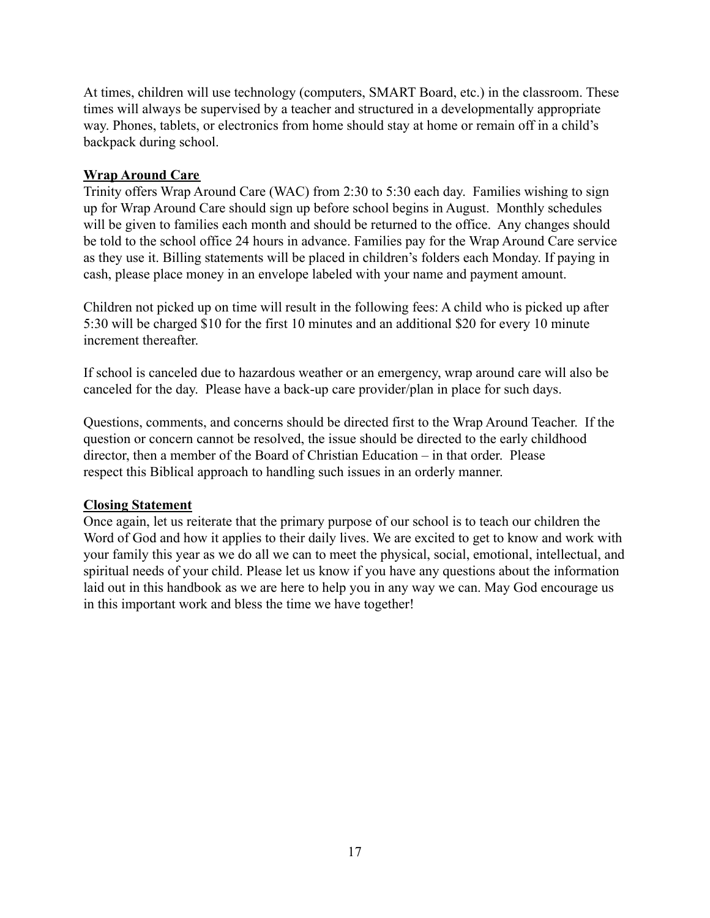At times, children will use technology (computers, SMART Board, etc.) in the classroom. These times will always be supervised by a teacher and structured in a developmentally appropriate way. Phones, tablets, or electronics from home should stay at home or remain off in a child's backpack during school.

**Wrap Around Care**

Trinity offers Wrap Around Care (WAC) from 2:30 to 5:30 each day. Families wishing to sign up for Wrap Around Care should sign up before school begins in August. Monthly schedules will be given to families each month and should be returned to the office. Any changes should be told to the school office 24 hours in advance. Families pay for the Wrap Around Care service as they use it. Billing statements will be placed in children's folders each Monday. If paying in cash, please place money in an envelope labeled with your name and payment amount.

Children not picked up on time will result in the following fees: A child who is picked up after 5:30 will be charged $10 for the first 10 minutes and an additional $20 for every 10 minute increment thereafter.

If school is canceled due to hazardous weather or an emergency, wrap around care will also be canceled for the day. Please have a back-up care provider/plan in place for such days.

Questions, comments, and concerns should be directed first to the Wrap Around Teacher. If the question or concern cannot be resolved, the issue should be directed to the early childhood director, then a member of the Board of Christian Education – in that order. Please respect this Biblical approach to handling such issues in an orderly manner.

**Closing Statement**

Once again, let us reiterate that the primary purpose of our school is to teach our children the Word of God and how it applies to their daily lives. We are excited to get to know and work with your family this year as we do all we can to meet the physical, social, emotional, intellectual, and spiritual needs of your child. Please let us know if you have any questions about the information laid out in this handbook as we are here to help you in any way we can. May God encourage us in this important work and bless the time we have together!